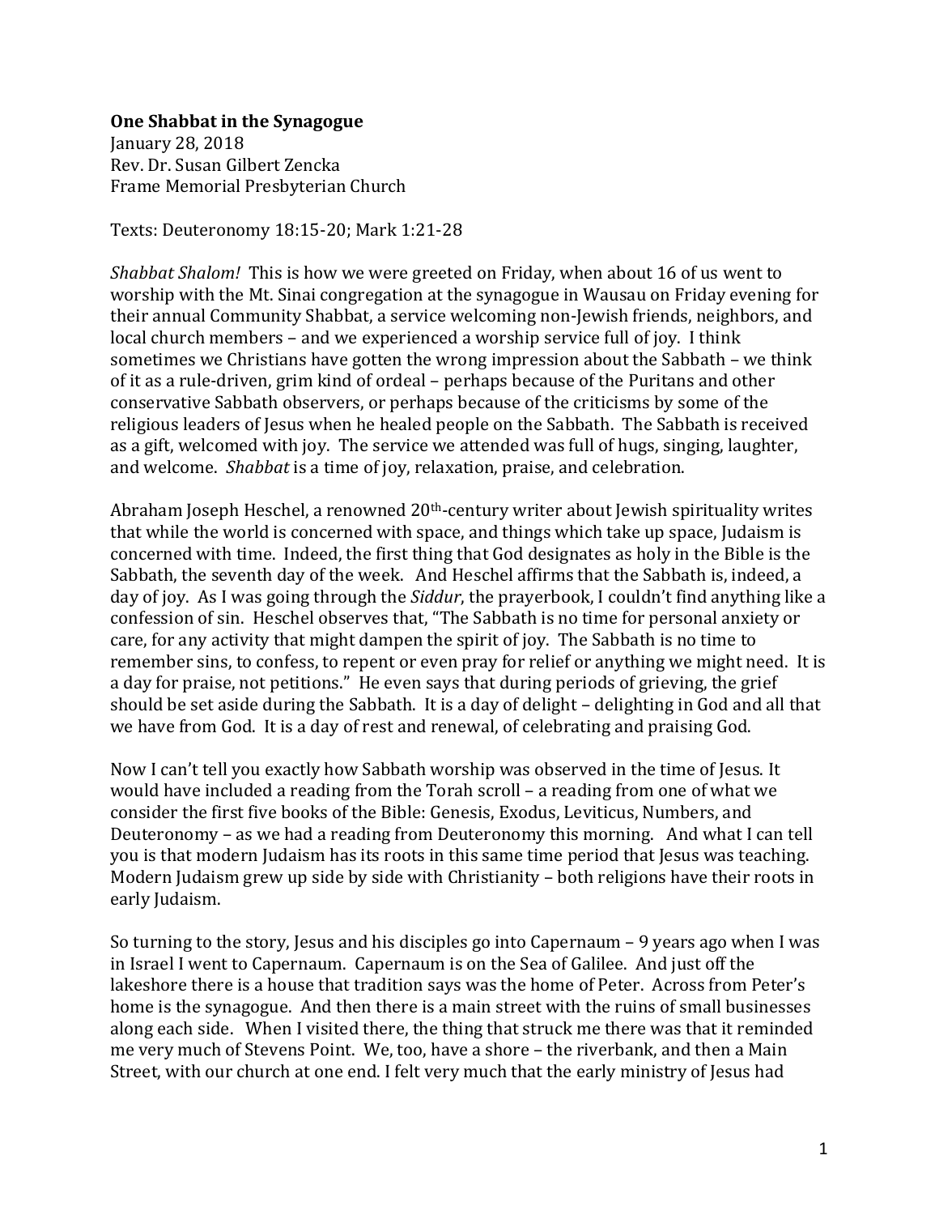**One Shabbat in the Synagogue**
January 28, 2018
Rev. Dr. Susan Gilbert Zencka
Frame Memorial Presbyterian Church

Texts: Deuteronomy 18:15-20; Mark 1:21-28

*Shabbat Shalom!* This is how we were greeted on Friday, when about 16 of us went to worship with the Mt. Sinai congregation at the synagogue in Wausau on Friday evening for their annual Community Shabbat, a service welcoming non-Jewish friends, neighbors, and local church members – and we experienced a worship service full of joy. I think sometimes we Christians have gotten the wrong impression about the Sabbath – we think of it as a rule-driven, grim kind of ordeal – perhaps because of the Puritans and other conservative Sabbath observers, or perhaps because of the criticisms by some of the religious leaders of Jesus when he healed people on the Sabbath. The Sabbath is received as a gift, welcomed with joy. The service we attended was full of hugs, singing, laughter, and welcome. *Shabbat* is a time of joy, relaxation, praise, and celebration.

Abraham Joseph Heschel, a renowned 20th-century writer about Jewish spirituality writes that while the world is concerned with space, and things which take up space, Judaism is concerned with time. Indeed, the first thing that God designates as holy in the Bible is the Sabbath, the seventh day of the week. And Heschel affirms that the Sabbath is, indeed, a day of joy. As I was going through the *Siddur*, the prayerbook, I couldn't find anything like a confession of sin. Heschel observes that, "The Sabbath is no time for personal anxiety or care, for any activity that might dampen the spirit of joy. The Sabbath is no time to remember sins, to confess, to repent or even pray for relief or anything we might need. It is a day for praise, not petitions." He even says that during periods of grieving, the grief should be set aside during the Sabbath. It is a day of delight – delighting in God and all that we have from God. It is a day of rest and renewal, of celebrating and praising God.

Now I can't tell you exactly how Sabbath worship was observed in the time of Jesus. It would have included a reading from the Torah scroll – a reading from one of what we consider the first five books of the Bible: Genesis, Exodus, Leviticus, Numbers, and Deuteronomy – as we had a reading from Deuteronomy this morning. And what I can tell you is that modern Judaism has its roots in this same time period that Jesus was teaching. Modern Judaism grew up side by side with Christianity – both religions have their roots in early Judaism.

So turning to the story, Jesus and his disciples go into Capernaum – 9 years ago when I was in Israel I went to Capernaum. Capernaum is on the Sea of Galilee. And just off the lakeshore there is a house that tradition says was the home of Peter. Across from Peter's home is the synagogue. And then there is a main street with the ruins of small businesses along each side. When I visited there, the thing that struck me there was that it reminded me very much of Stevens Point. We, too, have a shore – the riverbank, and then a Main Street, with our church at one end. I felt very much that the early ministry of Jesus had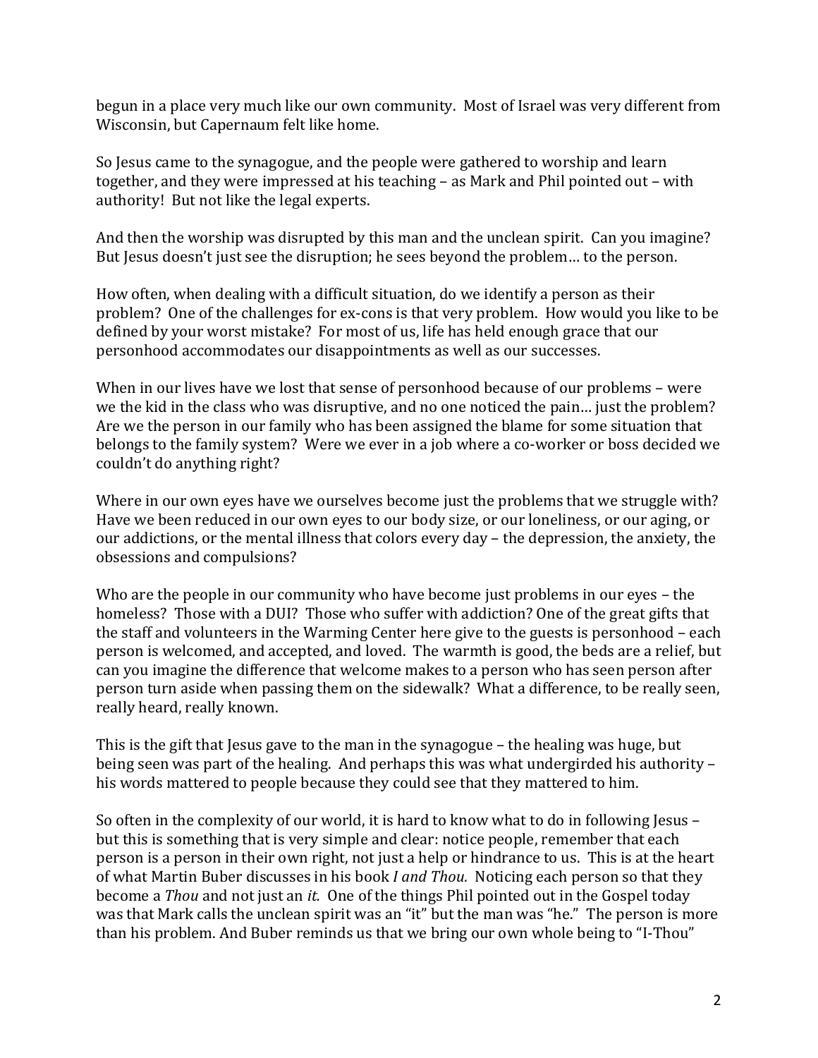begun in a place very much like our own community. Most of Israel was very different from Wisconsin, but Capernaum felt like home.

So Jesus came to the synagogue, and the people were gathered to worship and learn together, and they were impressed at his teaching – as Mark and Phil pointed out – with authority! But not like the legal experts.

And then the worship was disrupted by this man and the unclean spirit. Can you imagine? But Jesus doesn't just see the disruption; he sees beyond the problem… to the person.

How often, when dealing with a difficult situation, do we identify a person as their problem? One of the challenges for ex-cons is that very problem. How would you like to be defined by your worst mistake? For most of us, life has held enough grace that our personhood accommodates our disappointments as well as our successes.

When in our lives have we lost that sense of personhood because of our problems – were we the kid in the class who was disruptive, and no one noticed the pain… just the problem? Are we the person in our family who has been assigned the blame for some situation that belongs to the family system? Were we ever in a job where a co-worker or boss decided we couldn't do anything right?

Where in our own eyes have we ourselves become just the problems that we struggle with? Have we been reduced in our own eyes to our body size, or our loneliness, or our aging, or our addictions, or the mental illness that colors every day – the depression, the anxiety, the obsessions and compulsions?

Who are the people in our community who have become just problems in our eyes – the homeless? Those with a DUI? Those who suffer with addiction? One of the great gifts that the staff and volunteers in the Warming Center here give to the guests is personhood – each person is welcomed, and accepted, and loved. The warmth is good, the beds are a relief, but can you imagine the difference that welcome makes to a person who has seen person after person turn aside when passing them on the sidewalk? What a difference, to be really seen, really heard, really known.

This is the gift that Jesus gave to the man in the synagogue – the healing was huge, but being seen was part of the healing. And perhaps this was what undergirded his authority – his words mattered to people because they could see that they mattered to him.

So often in the complexity of our world, it is hard to know what to do in following Jesus – but this is something that is very simple and clear: notice people, remember that each person is a person in their own right, not just a help or hindrance to us. This is at the heart of what Martin Buber discusses in his book *I and Thou.* Noticing each person so that they become a *Thou* and not just an *it.* One of the things Phil pointed out in the Gospel today was that Mark calls the unclean spirit was an "it" but the man was "he." The person is more than his problem. And Buber reminds us that we bring our own whole being to "I-Thou"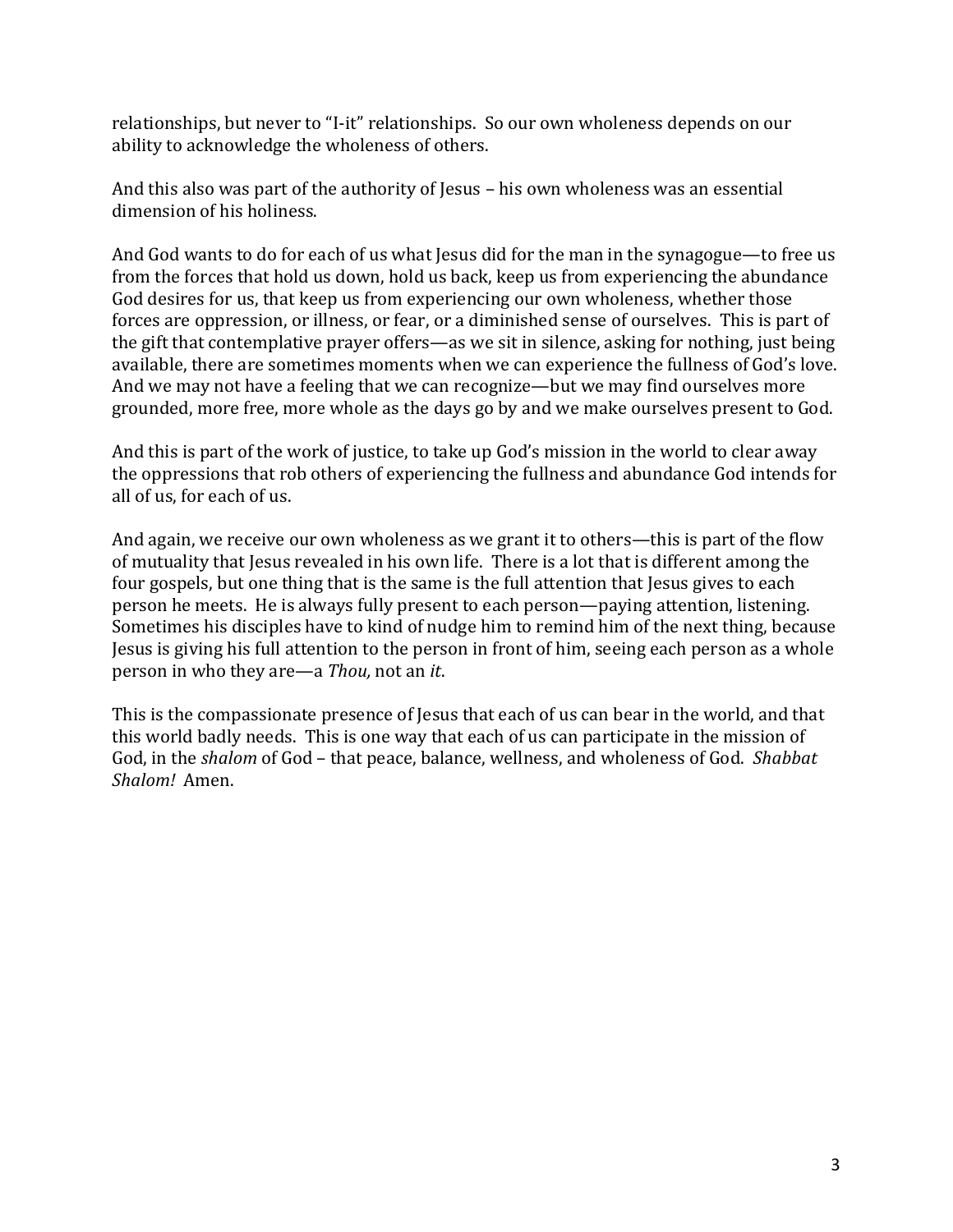relationships, but never to "I-it" relationships. So our own wholeness depends on our ability to acknowledge the wholeness of others.

And this also was part of the authority of Jesus – his own wholeness was an essential dimension of his holiness.

And God wants to do for each of us what Jesus did for the man in the synagogue—to free us from the forces that hold us down, hold us back, keep us from experiencing the abundance God desires for us, that keep us from experiencing our own wholeness, whether those forces are oppression, or illness, or fear, or a diminished sense of ourselves. This is part of the gift that contemplative prayer offers—as we sit in silence, asking for nothing, just being available, there are sometimes moments when we can experience the fullness of God's love. And we may not have a feeling that we can recognize—but we may find ourselves more grounded, more free, more whole as the days go by and we make ourselves present to God.

And this is part of the work of justice, to take up God's mission in the world to clear away the oppressions that rob others of experiencing the fullness and abundance God intends for all of us, for each of us.

And again, we receive our own wholeness as we grant it to others—this is part of the flow of mutuality that Jesus revealed in his own life. There is a lot that is different among the four gospels, but one thing that is the same is the full attention that Jesus gives to each person he meets. He is always fully present to each person—paying attention, listening. Sometimes his disciples have to kind of nudge him to remind him of the next thing, because Jesus is giving his full attention to the person in front of him, seeing each person as a whole person in who they are—a *Thou,* not an *it*.

This is the compassionate presence of Jesus that each of us can bear in the world, and that this world badly needs. This is one way that each of us can participate in the mission of God, in the *shalom* of God – that peace, balance, wellness, and wholeness of God. *Shabbat Shalom!* Amen.